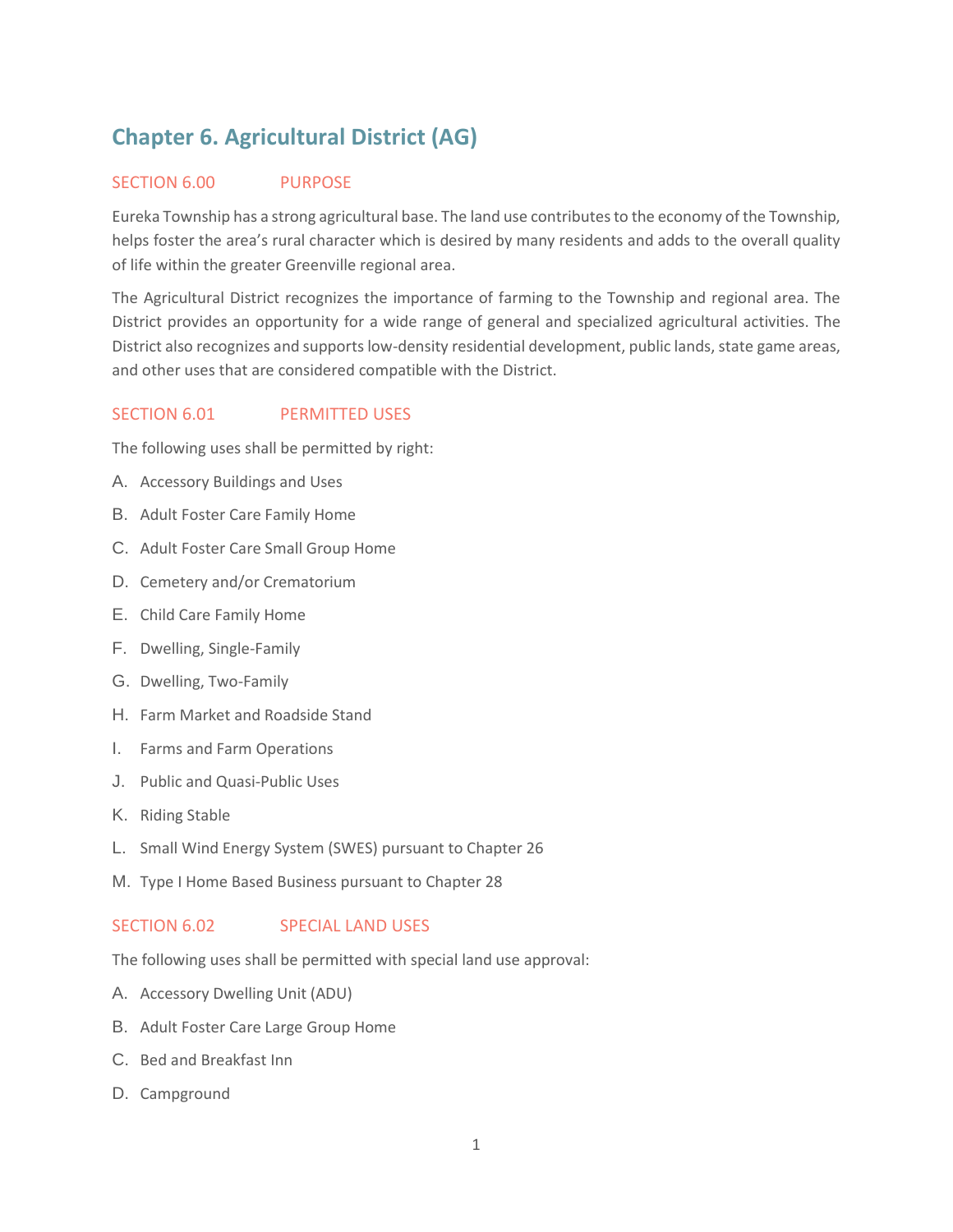# Chapter 6. Agricultural District (AG)

## SECTION 6.00 PURPOSE

Eureka Township has a strong agricultural base. The land use contributes to the economy of the Township, helps foster the area's rural character which is desired by many residents and adds to the overall quality of life within the greater Greenville regional area.

The Agricultural District recognizes the importance of farming to the Township and regional area. The District provides an opportunity for a wide range of general and specialized agricultural activities. The District also recognizes and supports low-density residential development, public lands, state game areas, and other uses that are considered compatible with the District.

## SECTION 6.01 PERMITTED USES

The following uses shall be permitted by right:

A. Accessory Buildings and Uses

B. Adult Foster Care Family Home

C. Adult Foster Care Small Group Home

D. Cemetery and/or Crematorium

E. Child Care Family Home

F. Dwelling, Single-Family

G. Dwelling, Two-Family

H. Farm Market and Roadside Stand

I. Farms and Farm Operations

J. Public and Quasi-Public Uses

K. Riding Stable

L. Small Wind Energy System (SWES) pursuant to Chapter 26

M. Type I Home Based Business pursuant to Chapter 28

## SECTION 6.02 SPECIAL LAND USES

The following uses shall be permitted with special land use approval:

A. Accessory Dwelling Unit (ADU)

B. Adult Foster Care Large Group Home

C. Bed and Breakfast Inn

D. Campground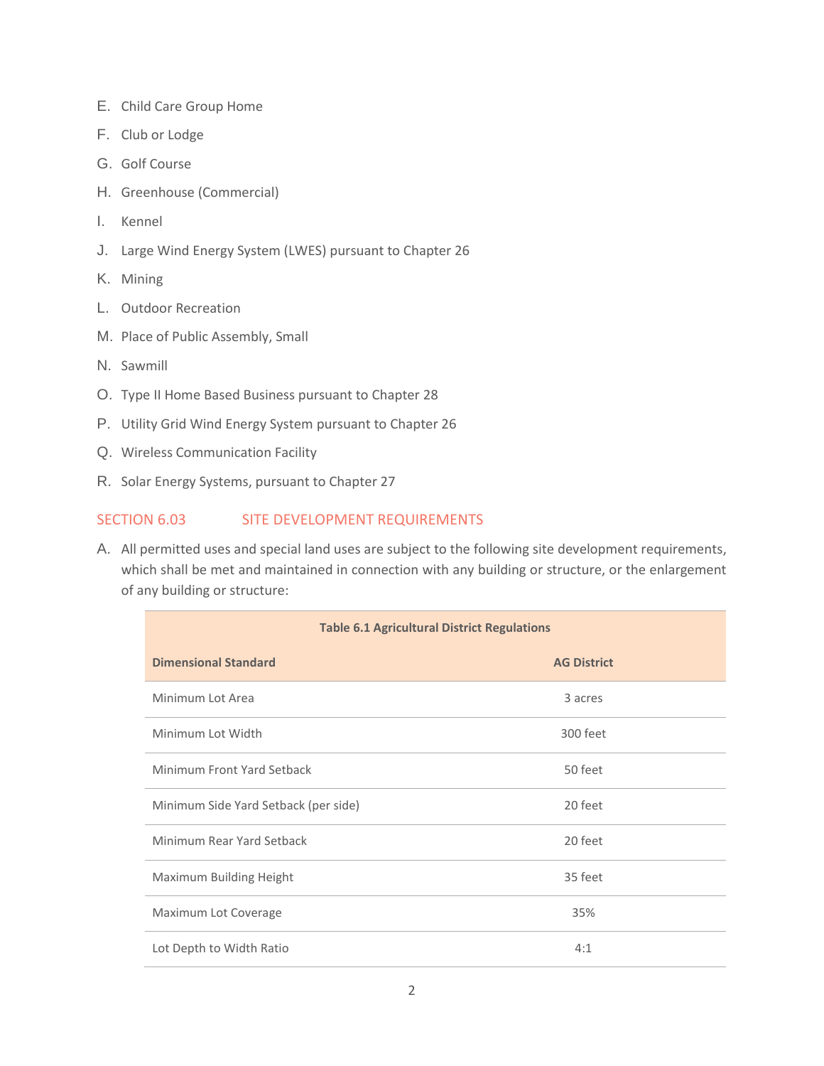E. Child Care Group Home

F. Club or Lodge

G. Golf Course

H. Greenhouse (Commercial)

I. Kennel

J. Large Wind Energy System (LWES) pursuant to Chapter 26

K. Mining

L. Outdoor Recreation

M. Place of Public Assembly, Small

N. Sawmill

O. Type II Home Based Business pursuant to Chapter 28

P. Utility Grid Wind Energy System pursuant to Chapter 26

Q. Wireless Communication Facility

R. Solar Energy Systems, pursuant to Chapter 27

## SECTION 6.03 SITE DEVELOPMENT REQUIREMENTS

A. All permitted uses and special land uses are subject to the following site development requirements, which shall be met and maintained in connection with any building or structure, or the enlargement of any building or structure:

**Table 6.1 Agricultural District Regulations**

| Dimensional Standard | AG District |
|---|---|
| Minimum Lot Area | 3 acres |
| Minimum Lot Width | 300 feet |
| Minimum Front Yard Setback | 50 feet |
| Minimum Side Yard Setback (per side) | 20 feet |
| Minimum Rear Yard Setback | 20 feet |
| Maximum Building Height | 35 feet |
| Maximum Lot Coverage | 35% |
| Lot Depth to Width Ratio | 4:1 |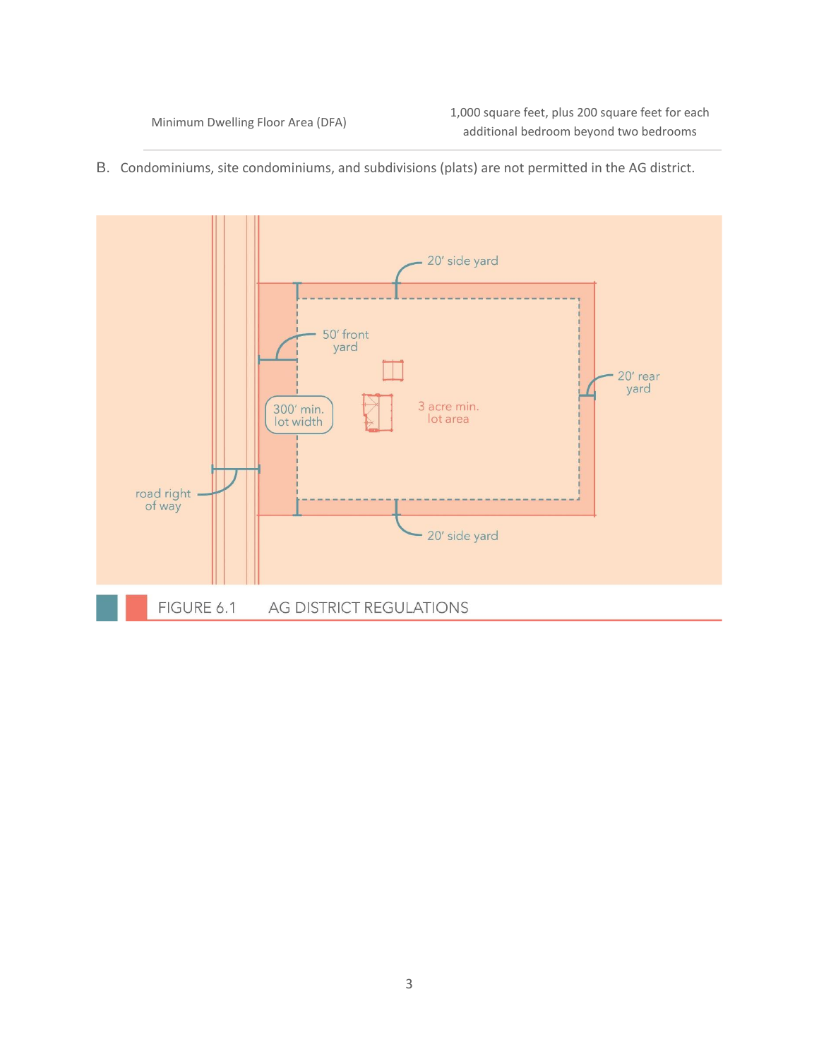| | |
|---|---|
| Minimum Dwelling Floor Area (DFA) | 1,000 square feet, plus 200 square feet for each additional bedroom beyond two bedrooms |

B. Condominiums, site condominiums, and subdivisions (plats) are not permitted in the AG district.

20' side yard

50' front yard

20' rear yard

300' min. lot width

3 acre min. lot area

road right of way

20' side yard

FIGURE 6.1 AG DISTRICT REGULATIONS